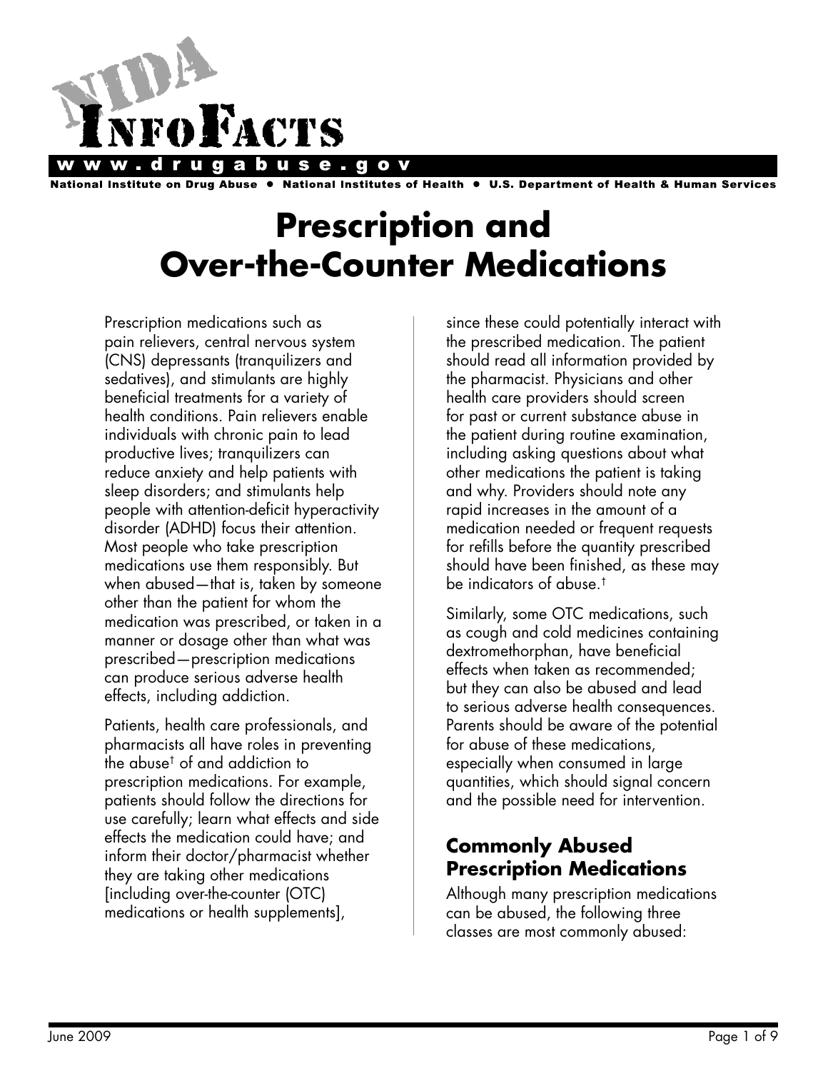# Prescription and Over-the-Counter Medications

Prescription medications such as pain relievers, central nervous system (CNS) depressants (tranquilizers and sedatives), and stimulants are highly beneficial treatments for a variety of health conditions. Pain relievers enable individuals with chronic pain to lead productive lives; tranquilizers can reduce anxiety and help patients with sleep disorders; and stimulants help people with attention-deficit hyperactivity disorder (ADHD) focus their attention. Most people who take prescription medications use them responsibly. But when abused—that is, taken by someone other than the patient for whom the medication was prescribed, or taken in a manner or dosage other than what was prescribed—prescription medications can produce serious adverse health effects, including addiction.

Patients, health care professionals, and pharmacists all have roles in preventing the abuse[†] of and addiction to prescription medications. For example, patients should follow the directions for use carefully; learn what effects and side effects the medication could have; and inform their doctor/pharmacist whether they are taking other medications [including over-the-counter (OTC) medications or health supplements], since these could potentially interact with the prescribed medication. The patient should read all information provided by the pharmacist. Physicians and other health care providers should screen for past or current substance abuse in the patient during routine examination, including asking questions about what other medications the patient is taking and why. Providers should note any rapid increases in the amount of a medication needed or frequent requests for refills before the quantity prescribed should have been finished, as these may be indicators of abuse.[†]

Similarly, some OTC medications, such as cough and cold medicines containing dextromethorphan, have beneficial effects when taken as recommended; but they can also be abused and lead to serious adverse health consequences. Parents should be aware of the potential for abuse of these medications, especially when consumed in large quantities, which should signal concern and the possible need for intervention.

## Commonly Abused Prescription Medications

Although many prescription medications can be abused, the following three classes are most commonly abused: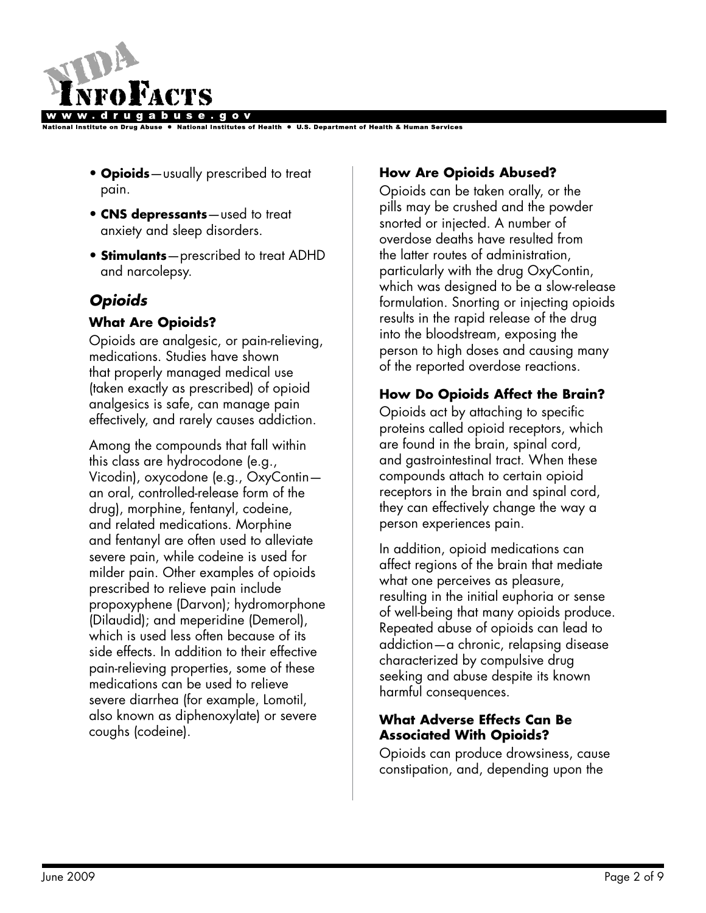- **Opioids**—usually prescribed to treat pain.
- **CNS depressants**—used to treat anxiety and sleep disorders.
- **Stimulants**—prescribed to treat ADHD and narcolepsy.

## *Opioids*

### What Are Opioids?

Opioids are analgesic, or pain-relieving, medications. Studies have shown that properly managed medical use (taken exactly as prescribed) of opioid analgesics is safe, can manage pain effectively, and rarely causes addiction.

Among the compounds that fall within this class are hydrocodone (e.g., Vicodin), oxycodone (e.g., OxyContin—an oral, controlled-release form of the drug), morphine, fentanyl, codeine, and related medications. Morphine and fentanyl are often used to alleviate severe pain, while codeine is used for milder pain. Other examples of opioids prescribed to relieve pain include propoxyphene (Darvon); hydromorphone (Dilaudid); and meperidine (Demerol), which is used less often because of its side effects. In addition to their effective pain-relieving properties, some of these medications can be used to relieve severe diarrhea (for example, Lomotil, also known as diphenoxylate) or severe coughs (codeine).

### How Are Opioids Abused?

Opioids can be taken orally, or the pills may be crushed and the powder snorted or injected. A number of overdose deaths have resulted from the latter routes of administration, particularly with the drug OxyContin, which was designed to be a slow-release formulation. Snorting or injecting opioids results in the rapid release of the drug into the bloodstream, exposing the person to high doses and causing many of the reported overdose reactions.

### How Do Opioids Affect the Brain?

Opioids act by attaching to specific proteins called opioid receptors, which are found in the brain, spinal cord, and gastrointestinal tract. When these compounds attach to certain opioid receptors in the brain and spinal cord, they can effectively change the way a person experiences pain.

In addition, opioid medications can affect regions of the brain that mediate what one perceives as pleasure, resulting in the initial euphoria or sense of well-being that many opioids produce. Repeated abuse of opioids can lead to addiction—a chronic, relapsing disease characterized by compulsive drug seeking and abuse despite its known harmful consequences.

### What Adverse Effects Can Be Associated With Opioids?

Opioids can produce drowsiness, cause constipation, and, depending upon the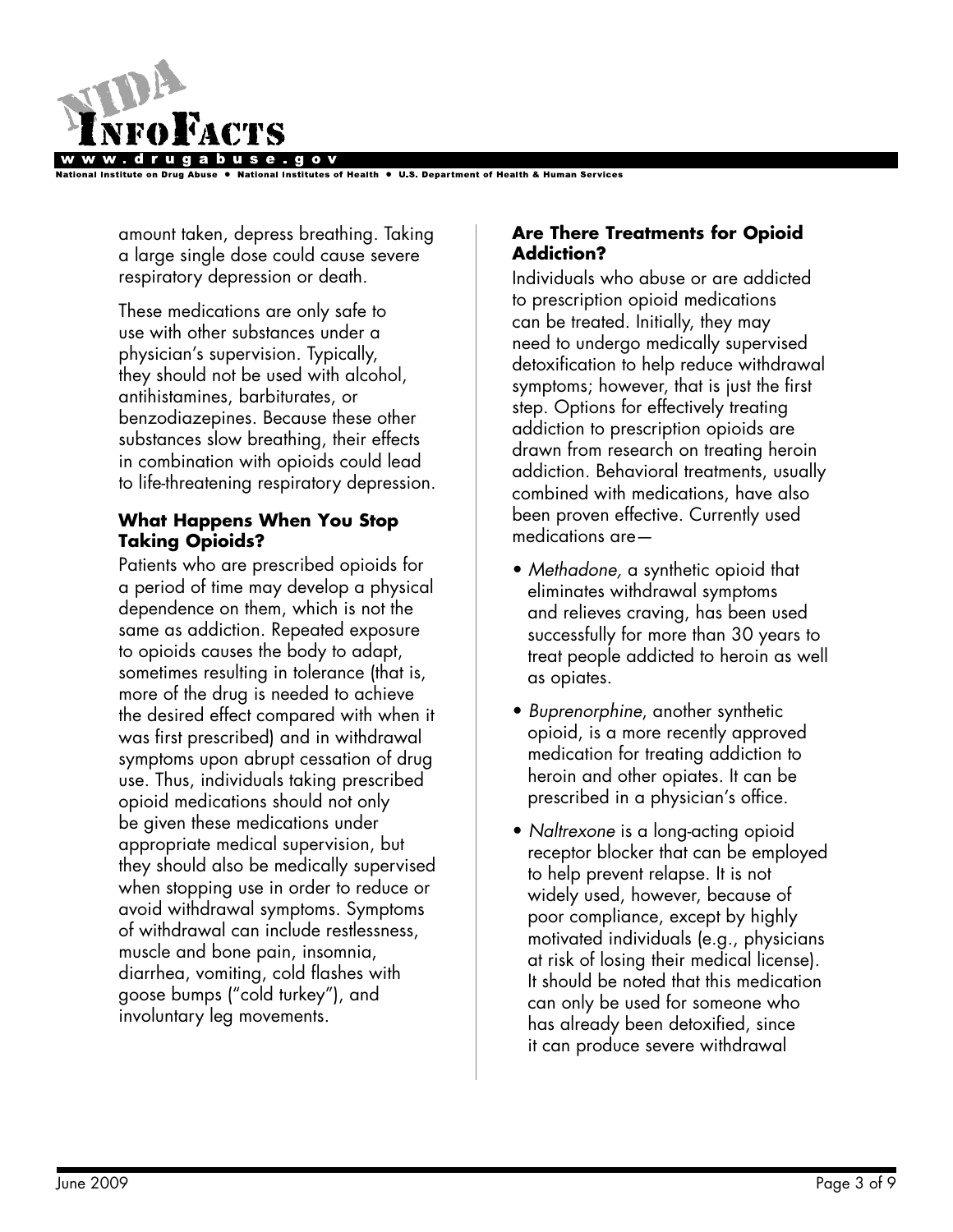amount taken, depress breathing. Taking a large single dose could cause severe respiratory depression or death.

These medications are only safe to use with other substances under a physician's supervision. Typically, they should not be used with alcohol, antihistamines, barbiturates, or benzodiazepines. Because these other substances slow breathing, their effects in combination with opioids could lead to life-threatening respiratory depression.

### What Happens When You Stop Taking Opioids?

Patients who are prescribed opioids for a period of time may develop a physical dependence on them, which is not the same as addiction. Repeated exposure to opioids causes the body to adapt, sometimes resulting in tolerance (that is, more of the drug is needed to achieve the desired effect compared with when it was first prescribed) and in withdrawal symptoms upon abrupt cessation of drug use. Thus, individuals taking prescribed opioid medications should not only be given these medications under appropriate medical supervision, but they should also be medically supervised when stopping use in order to reduce or avoid withdrawal symptoms. Symptoms of withdrawal can include restlessness, muscle and bone pain, insomnia, diarrhea, vomiting, cold flashes with goose bumps ("cold turkey"), and involuntary leg movements.

### Are There Treatments for Opioid Addiction?

Individuals who abuse or are addicted to prescription opioid medications can be treated. Initially, they may need to undergo medically supervised detoxification to help reduce withdrawal symptoms; however, that is just the first step. Options for effectively treating addiction to prescription opioids are drawn from research on treating heroin addiction. Behavioral treatments, usually combined with medications, have also been proven effective. Currently used medications are—

- *Methadone,* a synthetic opioid that eliminates withdrawal symptoms and relieves craving, has been used successfully for more than 30 years to treat people addicted to heroin as well as opiates.
- *Buprenorphine*, another synthetic opioid, is a more recently approved medication for treating addiction to heroin and other opiates. It can be prescribed in a physician's office.
- *Naltrexone* is a long-acting opioid receptor blocker that can be employed to help prevent relapse. It is not widely used, however, because of poor compliance, except by highly motivated individuals (e.g., physicians at risk of losing their medical license). It should be noted that this medication can only be used for someone who has already been detoxified, since it can produce severe withdrawal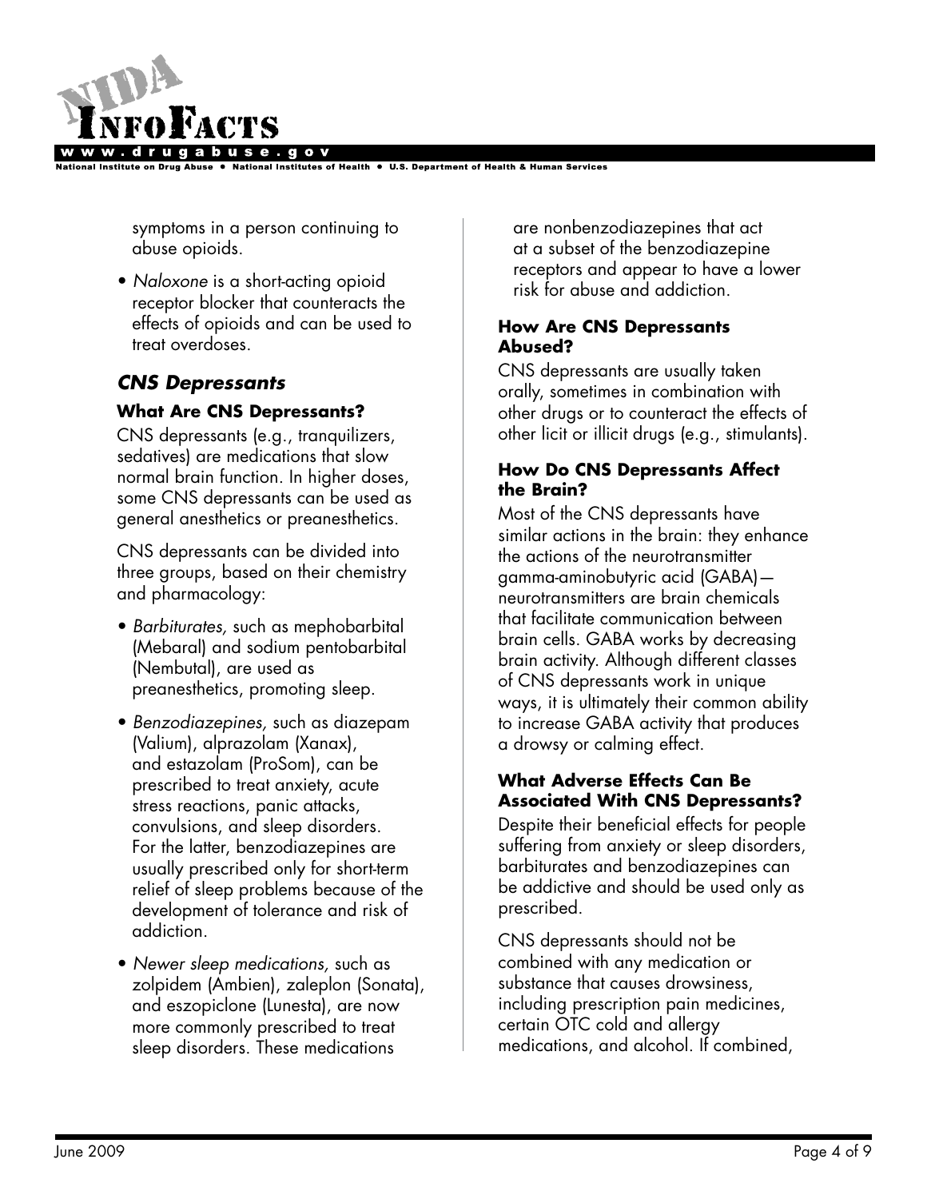symptoms in a person continuing to abuse opioids.

- *Naloxone* is a short-acting opioid receptor blocker that counteracts the effects of opioids and can be used to treat overdoses.

## *CNS Depressants*

### What Are CNS Depressants?

CNS depressants (e.g., tranquilizers, sedatives) are medications that slow normal brain function. In higher doses, some CNS depressants can be used as general anesthetics or preanesthetics.

CNS depressants can be divided into three groups, based on their chemistry and pharmacology:

- *Barbiturates,* such as mephobarbital (Mebaral) and sodium pentobarbital (Nembutal), are used as preanesthetics, promoting sleep.
- *Benzodiazepines,* such as diazepam (Valium), alprazolam (Xanax), and estazolam (ProSom), can be prescribed to treat anxiety, acute stress reactions, panic attacks, convulsions, and sleep disorders. For the latter, benzodiazepines are usually prescribed only for short-term relief of sleep problems because of the development of tolerance and risk of addiction.
- *Newer sleep medications,* such as zolpidem (Ambien), zaleplon (Sonata), and eszopiclone (Lunesta), are now more commonly prescribed to treat sleep disorders. These medications are nonbenzodiazepines that act at a subset of the benzodiazepine receptors and appear to have a lower risk for abuse and addiction.

### How Are CNS Depressants Abused?

CNS depressants are usually taken orally, sometimes in combination with other drugs or to counteract the effects of other licit or illicit drugs (e.g., stimulants).

### How Do CNS Depressants Affect the Brain?

Most of the CNS depressants have similar actions in the brain: they enhance the actions of the neurotransmitter gamma-aminobutyric acid (GABA)—neurotransmitters are brain chemicals that facilitate communication between brain cells. GABA works by decreasing brain activity. Although different classes of CNS depressants work in unique ways, it is ultimately their common ability to increase GABA activity that produces a drowsy or calming effect.

### What Adverse Effects Can Be Associated With CNS Depressants?

Despite their beneficial effects for people suffering from anxiety or sleep disorders, barbiturates and benzodiazepines can be addictive and should be used only as prescribed.

CNS depressants should not be combined with any medication or substance that causes drowsiness, including prescription pain medicines, certain OTC cold and allergy medications, and alcohol. If combined,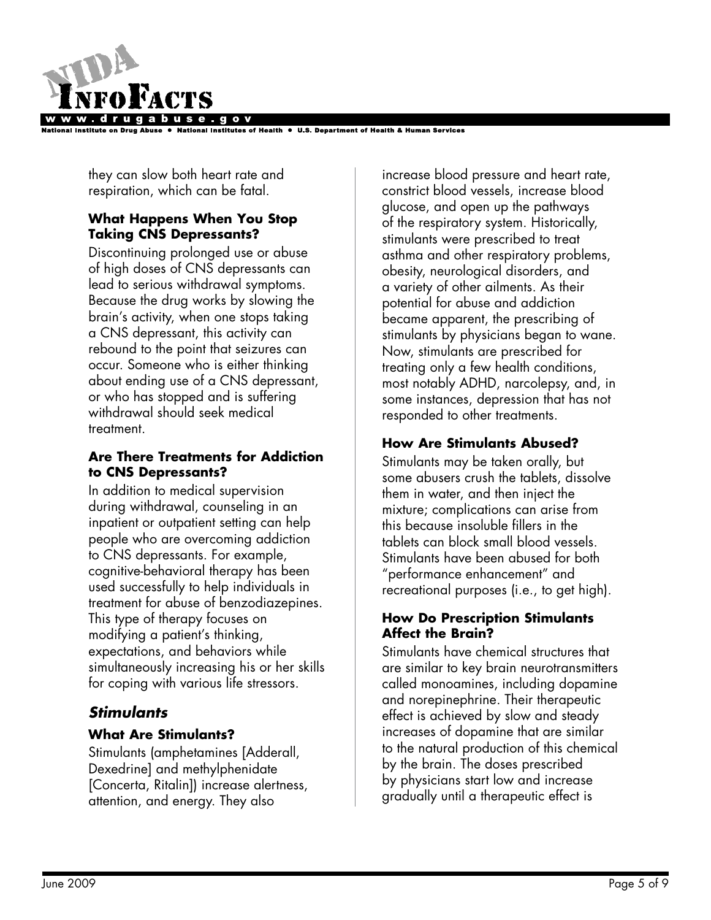they can slow both heart rate and respiration, which can be fatal.

### What Happens When You Stop Taking CNS Depressants?

Discontinuing prolonged use or abuse of high doses of CNS depressants can lead to serious withdrawal symptoms. Because the drug works by slowing the brain's activity, when one stops taking a CNS depressant, this activity can rebound to the point that seizures can occur. Someone who is either thinking about ending use of a CNS depressant, or who has stopped and is suffering withdrawal should seek medical treatment.

### Are There Treatments for Addiction to CNS Depressants?

In addition to medical supervision during withdrawal, counseling in an inpatient or outpatient setting can help people who are overcoming addiction to CNS depressants. For example, cognitive-behavioral therapy has been used successfully to help individuals in treatment for abuse of benzodiazepines. This type of therapy focuses on modifying a patient's thinking, expectations, and behaviors while simultaneously increasing his or her skills for coping with various life stressors.

## *Stimulants*

### What Are Stimulants?

Stimulants (amphetamines [Adderall, Dexedrine] and methylphenidate [Concerta, Ritalin]) increase alertness, attention, and energy. They also increase blood pressure and heart rate, constrict blood vessels, increase blood glucose, and open up the pathways of the respiratory system. Historically, stimulants were prescribed to treat asthma and other respiratory problems, obesity, neurological disorders, and a variety of other ailments. As their potential for abuse and addiction became apparent, the prescribing of stimulants by physicians began to wane. Now, stimulants are prescribed for treating only a few health conditions, most notably ADHD, narcolepsy, and, in some instances, depression that has not responded to other treatments.

### How Are Stimulants Abused?

Stimulants may be taken orally, but some abusers crush the tablets, dissolve them in water, and then inject the mixture; complications can arise from this because insoluble fillers in the tablets can block small blood vessels. Stimulants have been abused for both "performance enhancement" and recreational purposes (i.e., to get high).

### How Do Prescription Stimulants Affect the Brain?

Stimulants have chemical structures that are similar to key brain neurotransmitters called monoamines, including dopamine and norepinephrine. Their therapeutic effect is achieved by slow and steady increases of dopamine that are similar to the natural production of this chemical by the brain. The doses prescribed by physicians start low and increase gradually until a therapeutic effect is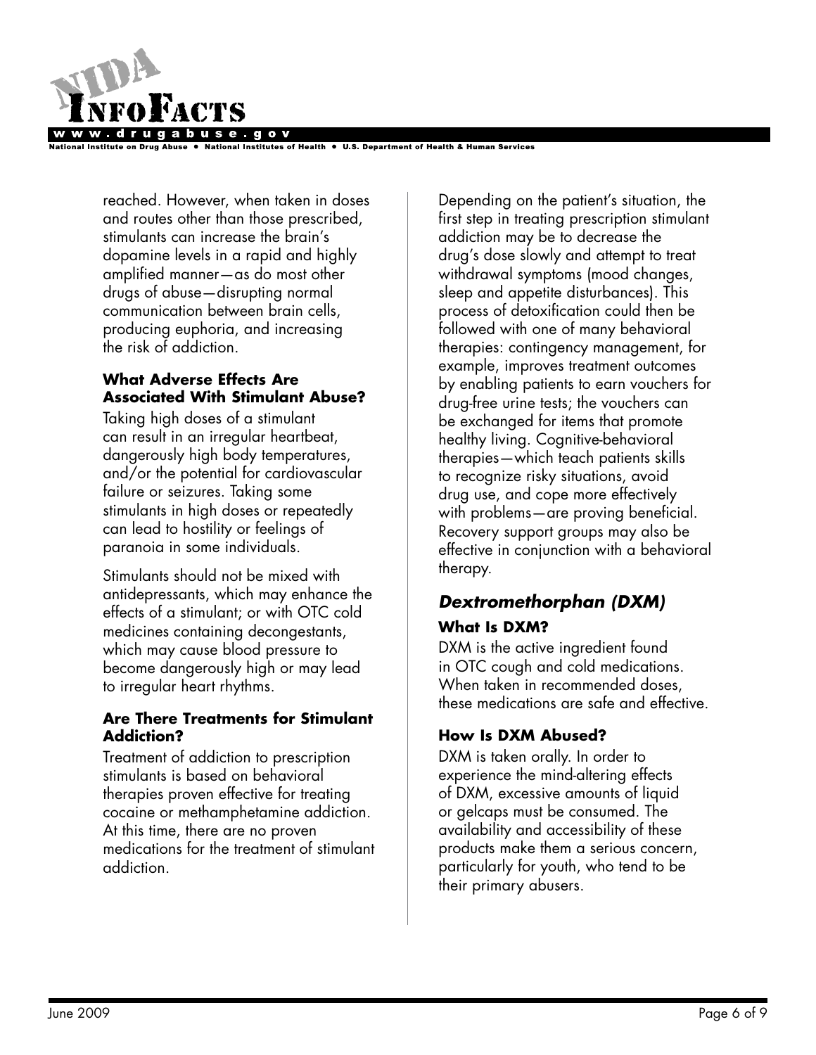reached. However, when taken in doses and routes other than those prescribed, stimulants can increase the brain's dopamine levels in a rapid and highly amplified manner—as do most other drugs of abuse—disrupting normal communication between brain cells, producing euphoria, and increasing the risk of addiction.

#### What Adverse Effects Are Associated With Stimulant Abuse?

Taking high doses of a stimulant can result in an irregular heartbeat, dangerously high body temperatures, and/or the potential for cardiovascular failure or seizures. Taking some stimulants in high doses or repeatedly can lead to hostility or feelings of paranoia in some individuals.

Stimulants should not be mixed with antidepressants, which may enhance the effects of a stimulant; or with OTC cold medicines containing decongestants, which may cause blood pressure to become dangerously high or may lead to irregular heart rhythms.

#### Are There Treatments for Stimulant Addiction?

Treatment of addiction to prescription stimulants is based on behavioral therapies proven effective for treating cocaine or methamphetamine addiction. At this time, there are no proven medications for the treatment of stimulant addiction.

Depending on the patient's situation, the first step in treating prescription stimulant addiction may be to decrease the drug's dose slowly and attempt to treat withdrawal symptoms (mood changes, sleep and appetite disturbances). This process of detoxification could then be followed with one of many behavioral therapies: contingency management, for example, improves treatment outcomes by enabling patients to earn vouchers for drug-free urine tests; the vouchers can be exchanged for items that promote healthy living. Cognitive-behavioral therapies—which teach patients skills to recognize risky situations, avoid drug use, and cope more effectively with problems—are proving beneficial. Recovery support groups may also be effective in conjunction with a behavioral therapy.

### *Dextromethorphan (DXM)*

#### What Is DXM?

DXM is the active ingredient found in OTC cough and cold medications. When taken in recommended doses, these medications are safe and effective.

#### How Is DXM Abused?

DXM is taken orally. In order to experience the mind-altering effects of DXM, excessive amounts of liquid or gelcaps must be consumed. The availability and accessibility of these products make them a serious concern, particularly for youth, who tend to be their primary abusers.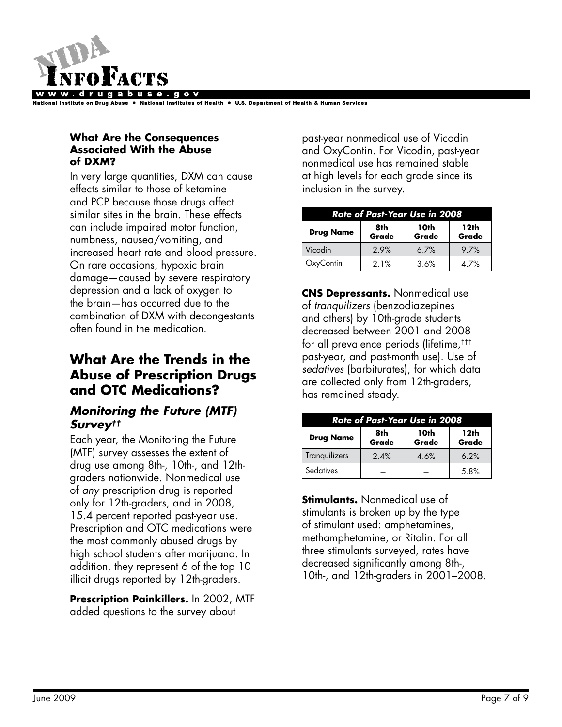### What Are the Consequences Associated With the Abuse of DXM?

In very large quantities, DXM can cause effects similar to those of ketamine and PCP because those drugs affect similar sites in the brain. These effects can include impaired motor function, numbness, nausea/vomiting, and increased heart rate and blood pressure. On rare occasions, hypoxic brain damage—caused by severe respiratory depression and a lack of oxygen to the brain—has occurred due to the combination of DXM with decongestants often found in the medication.

## What Are the Trends in the Abuse of Prescription Drugs and OTC Medications?

### *Monitoring the Future (MTF) Survey*††

Each year, the Monitoring the Future (MTF) survey assesses the extent of drug use among 8th-, 10th-, and 12th-graders nationwide. Nonmedical use of *any* prescription drug is reported only for 12th-graders, and in 2008, 15.4 percent reported past-year use. Prescription and OTC medications were the most commonly abused drugs by high school students after marijuana. In addition, they represent 6 of the top 10 illicit drugs reported by 12th-graders.

**Prescription Painkillers.** In 2002, MTF added questions to the survey about past-year nonmedical use of Vicodin and OxyContin. For Vicodin, past-year nonmedical use has remained stable at high levels for each grade since its inclusion in the survey.

| ***Rate of Past-Year Use in 2008*** | | | |
|---|---|---|---|
| **Drug Name** | **8th Grade** | **10th Grade** | **12th Grade** |
| Vicodin | 2.9% | 6.7% | 9.7% |
| OxyContin | 2.1% | 3.6% | 4.7% |

**CNS Depressants.** Nonmedical use of *tranquilizers* (benzodiazepines and others) by 10th-grade students decreased between 2001 and 2008 for all prevalence periods (lifetime,††† past-year, and past-month use). Use of *sedatives* (barbiturates), for which data are collected only from 12th-graders, has remained steady.

| ***Rate of Past-Year Use in 2008*** | | | |
|---|---|---|---|
| **Drug Name** | **8th Grade** | **10th Grade** | **12th Grade** |
| Tranquilizers | 2.4% | 4.6% | 6.2% |
| Sedatives | – | – | 5.8% |

**Stimulants.** Nonmedical use of stimulants is broken up by the type of stimulant used: amphetamines, methamphetamine, or Ritalin. For all three stimulants surveyed, rates have decreased significantly among 8th-, 10th-, and 12th-graders in 2001–2008.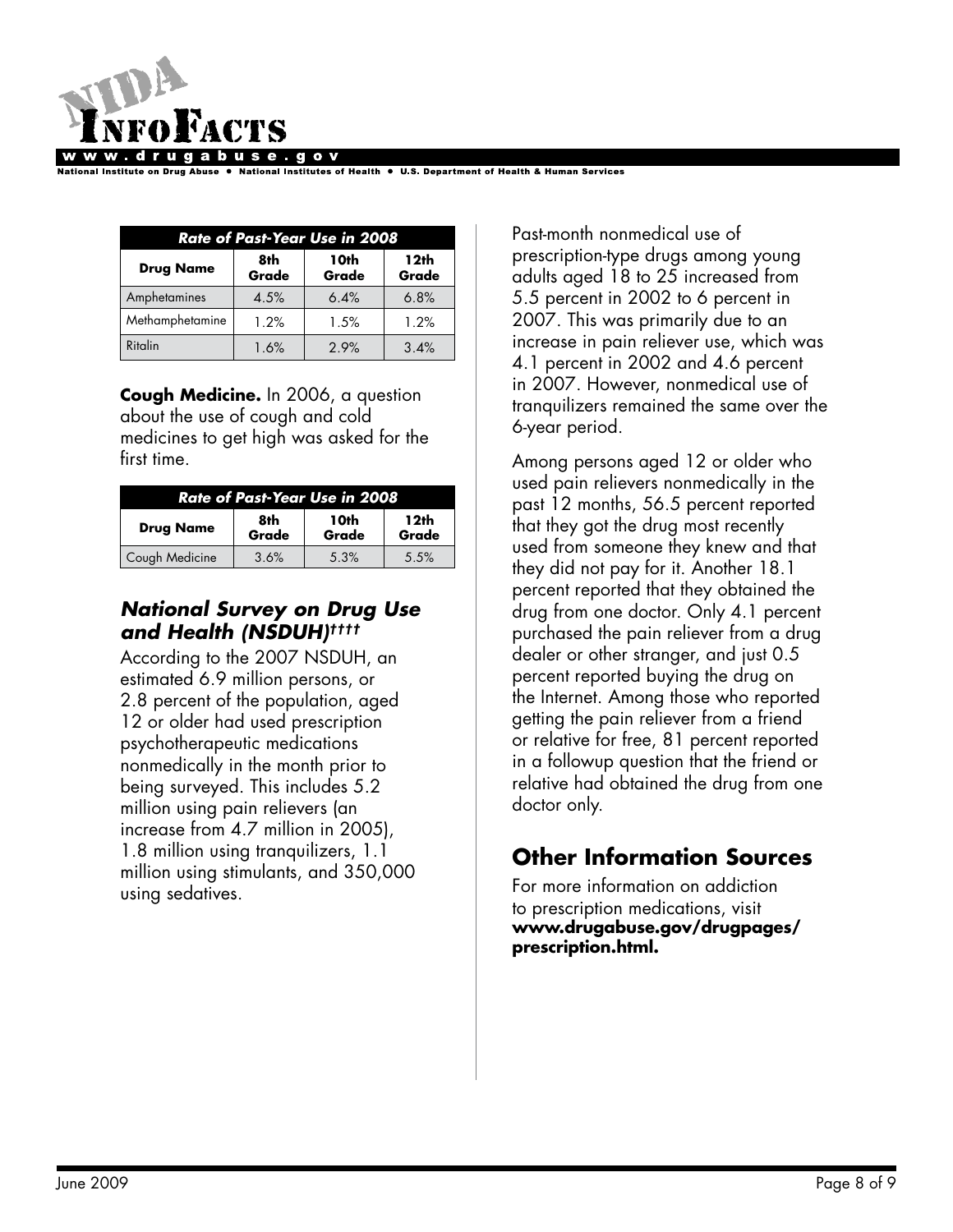| Rate of Past-Year Use in 2008 | | | |
|---|---|---|---|
| Drug Name | 8th Grade | 10th Grade | 12th Grade |
| Amphetamines | 4.5% | 6.4% | 6.8% |
| Methamphetamine | 1.2% | 1.5% | 1.2% |
| Ritalin | 1.6% | 2.9% | 3.4% |

**Cough Medicine.** In 2006, a question about the use of cough and cold medicines to get high was asked for the first time.

| Rate of Past-Year Use in 2008 | | | |
|---|---|---|---|
| Drug Name | 8th Grade | 10th Grade | 12th Grade |
| Cough Medicine | 3.6% | 5.3% | 5.5% |

### *National Survey on Drug Use and Health (NSDUH)††††*

According to the 2007 NSDUH, an estimated 6.9 million persons, or 2.8 percent of the population, aged 12 or older had used prescription psychotherapeutic medications nonmedically in the month prior to being surveyed. This includes 5.2 million using pain relievers (an increase from 4.7 million in 2005), 1.8 million using tranquilizers, 1.1 million using stimulants, and 350,000 using sedatives.

Past-month nonmedical use of prescription-type drugs among young adults aged 18 to 25 increased from 5.5 percent in 2002 to 6 percent in 2007. This was primarily due to an increase in pain reliever use, which was 4.1 percent in 2002 and 4.6 percent in 2007. However, nonmedical use of tranquilizers remained the same over the 6-year period.

Among persons aged 12 or older who used pain relievers nonmedically in the past 12 months, 56.5 percent reported that they got the drug most recently used from someone they knew and that they did not pay for it. Another 18.1 percent reported that they obtained the drug from one doctor. Only 4.1 percent purchased the pain reliever from a drug dealer or other stranger, and just 0.5 percent reported buying the drug on the Internet. Among those who reported getting the pain reliever from a friend or relative for free, 81 percent reported in a followup question that the friend or relative had obtained the drug from one doctor only.

## Other Information Sources

For more information on addiction to prescription medications, visit **www.drugabuse.gov/drugpages/prescription.html.**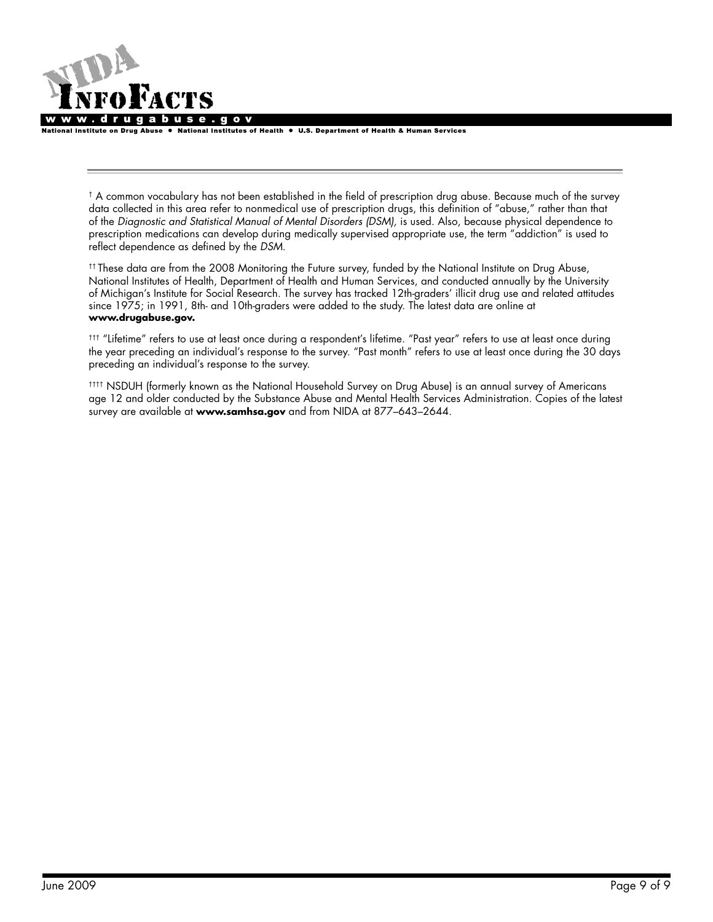† A common vocabulary has not been established in the field of prescription drug abuse. Because much of the survey data collected in this area refer to nonmedical use of prescription drugs, this definition of "abuse," rather than that of the *Diagnostic and Statistical Manual of Mental Disorders (DSM)*, is used. Also, because physical dependence to prescription medications can develop during medically supervised appropriate use, the term "addiction" is used to reflect dependence as defined by the *DSM*.

†† These data are from the 2008 Monitoring the Future survey, funded by the National Institute on Drug Abuse, National Institutes of Health, Department of Health and Human Services, and conducted annually by the University of Michigan's Institute for Social Research. The survey has tracked 12th-graders' illicit drug use and related attitudes since 1975; in 1991, 8th- and 10th-graders were added to the study. The latest data are online at **www.drugabuse.gov.**

††† "Lifetime" refers to use at least once during a respondent's lifetime. "Past year" refers to use at least once during the year preceding an individual's response to the survey. "Past month" refers to use at least once during the 30 days preceding an individual's response to the survey.

†††† NSDUH (formerly known as the National Household Survey on Drug Abuse) is an annual survey of Americans age 12 and older conducted by the Substance Abuse and Mental Health Services Administration. Copies of the latest survey are available at **www.samhsa.gov** and from NIDA at 877–643–2644.